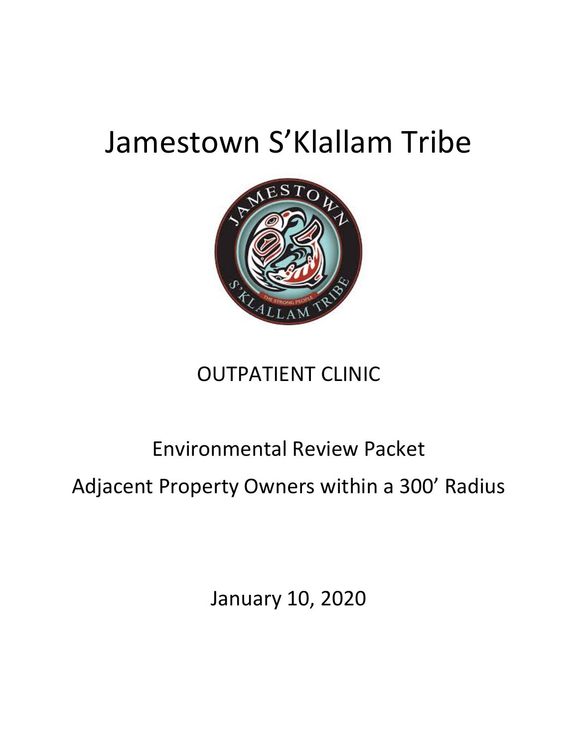# Jamestown S'Klallam Tribe

## OUTPATIENT CLINIC

## Environmental Review Packet

## Adjacent Property Owners within a 300' Radius

January 10, 2020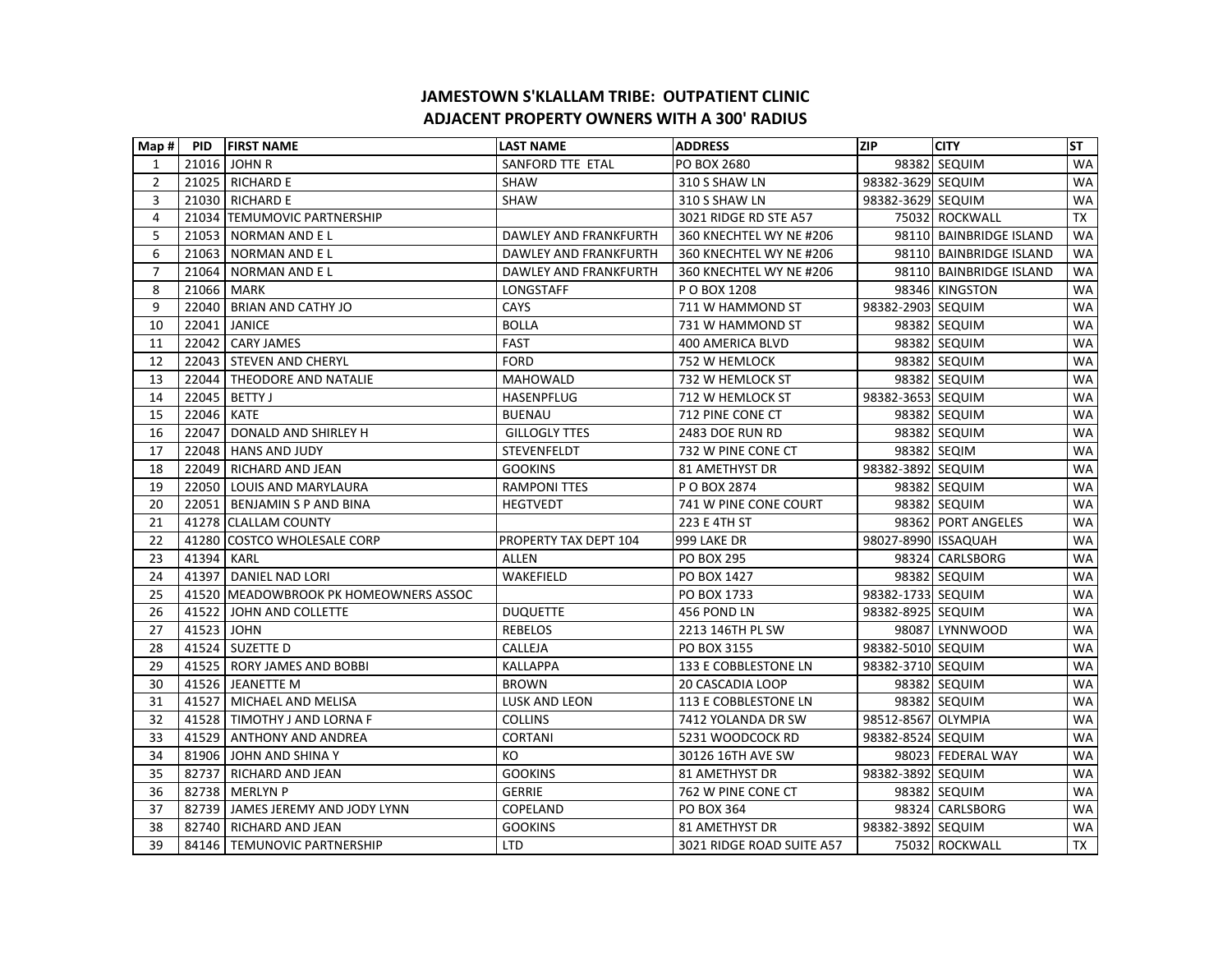## JAMESTOWN S'KLALLAM TRIBE: OUTPATIENT CLINIC
## ADJACENT PROPERTY OWNERS WITH A 300' RADIUS

| Map # | PID | FIRST NAME | LAST NAME | ADDRESS | ZIP | CITY | ST |
|---|---|---|---|---|---|---|---|
| 1 | 21016 | JOHN R | SANFORD TTE ETAL | PO BOX 2680 | 98382 | SEQUIM | WA |
| 2 | 21025 | RICHARD E | SHAW | 310 S SHAW LN | 98382-3629 | SEQUIM | WA |
| 3 | 21030 | RICHARD E | SHAW | 310 S SHAW LN | 98382-3629 | SEQUIM | WA |
| 4 | 21034 | TEMUMOVIC PARTNERSHIP | | 3021 RIDGE RD STE A57 | 75032 | ROCKWALL | TX |
| 5 | 21053 | NORMAN AND E L | DAWLEY AND FRANKFURTH | 360 KNECHTEL WY NE #206 | 98110 | BAINBRIDGE ISLAND | WA |
| 6 | 21063 | NORMAN AND E L | DAWLEY AND FRANKFURTH | 360 KNECHTEL WY NE #206 | 98110 | BAINBRIDGE ISLAND | WA |
| 7 | 21064 | NORMAN AND E L | DAWLEY AND FRANKFURTH | 360 KNECHTEL WY NE #206 | 98110 | BAINBRIDGE ISLAND | WA |
| 8 | 21066 | MARK | LONGSTAFF | P O BOX 1208 | 98346 | KINGSTON | WA |
| 9 | 22040 | BRIAN AND CATHY JO | CAYS | 711 W HAMMOND ST | 98382-2903 | SEQUIM | WA |
| 10 | 22041 | JANICE | BOLLA | 731 W HAMMOND ST | 98382 | SEQUIM | WA |
| 11 | 22042 | CARY JAMES | FAST | 400 AMERICA BLVD | 98382 | SEQUIM | WA |
| 12 | 22043 | STEVEN AND CHERYL | FORD | 752 W HEMLOCK | 98382 | SEQUIM | WA |
| 13 | 22044 | THEODORE AND NATALIE | MAHOWALD | 732 W HEMLOCK ST | 98382 | SEQUIM | WA |
| 14 | 22045 | BETTY J | HASENPFLUG | 712 W HEMLOCK ST | 98382-3653 | SEQUIM | WA |
| 15 | 22046 | KATE | BUENAU | 712 PINE CONE CT | 98382 | SEQUIM | WA |
| 16 | 22047 | DONALD AND SHIRLEY H | GILLOGLY TTES | 2483 DOE RUN RD | 98382 | SEQUIM | WA |
| 17 | 22048 | HANS AND JUDY | STEVENFELDT | 732 W PINE CONE CT | 98382 | SEQIM | WA |
| 18 | 22049 | RICHARD AND JEAN | GOOKINS | 81 AMETHYST DR | 98382-3892 | SEQUIM | WA |
| 19 | 22050 | LOUIS AND MARYLAURA | RAMPONI TTES | P O BOX 2874 | 98382 | SEQUIM | WA |
| 20 | 22051 | BENJAMIN S P AND BINA | HEGTVEDT | 741 W PINE CONE COURT | 98382 | SEQUIM | WA |
| 21 | 41278 | CLALLAM COUNTY | | 223 E 4TH ST | 98362 | PORT ANGELES | WA |
| 22 | 41280 | COSTCO WHOLESALE CORP | PROPERTY TAX DEPT 104 | 999 LAKE DR | 98027-8990 | ISSAQUAH | WA |
| 23 | 41394 | KARL | ALLEN | PO BOX 295 | 98324 | CARLSBORG | WA |
| 24 | 41397 | DANIEL NAD LORI | WAKEFIELD | PO BOX 1427 | 98382 | SEQUIM | WA |
| 25 | 41520 | MEADOWBROOK PK HOMEOWNERS ASSOC | | PO BOX 1733 | 98382-1733 | SEQUIM | WA |
| 26 | 41522 | JOHN AND COLLETTE | DUQUETTE | 456 POND LN | 98382-8925 | SEQUIM | WA |
| 27 | 41523 | JOHN | REBELOS | 2213 146TH PL SW | 98087 | LYNNWOOD | WA |
| 28 | 41524 | SUZETTE D | CALLEJA | PO BOX 3155 | 98382-5010 | SEQUIM | WA |
| 29 | 41525 | RORY JAMES AND BOBBI | KALLAPPA | 133 E COBBLESTONE LN | 98382-3710 | SEQUIM | WA |
| 30 | 41526 | JEANETTE M | BROWN | 20 CASCADIA LOOP | 98382 | SEQUIM | WA |
| 31 | 41527 | MICHAEL AND MELISA | LUSK AND LEON | 113 E COBBLESTONE LN | 98382 | SEQUIM | WA |
| 32 | 41528 | TIMOTHY J AND LORNA F | COLLINS | 7412 YOLANDA DR SW | 98512-8567 | OLYMPIA | WA |
| 33 | 41529 | ANTHONY AND ANDREA | CORTANI | 5231 WOODCOCK RD | 98382-8524 | SEQUIM | WA |
| 34 | 81906 | JOHN AND SHINA Y | KO | 30126 16TH AVE SW | 98023 | FEDERAL WAY | WA |
| 35 | 82737 | RICHARD AND JEAN | GOOKINS | 81 AMETHYST DR | 98382-3892 | SEQUIM | WA |
| 36 | 82738 | MERLYN P | GERRIE | 762 W PINE CONE CT | 98382 | SEQUIM | WA |
| 37 | 82739 | JAMES JEREMY AND JODY LYNN | COPELAND | PO BOX 364 | 98324 | CARLSBORG | WA |
| 38 | 82740 | RICHARD AND JEAN | GOOKINS | 81 AMETHYST DR | 98382-3892 | SEQUIM | WA |
| 39 | 84146 | TEMUNOVIC PARTNERSHIP | LTD | 3021 RIDGE ROAD SUITE A57 | 75032 | ROCKWALL | TX |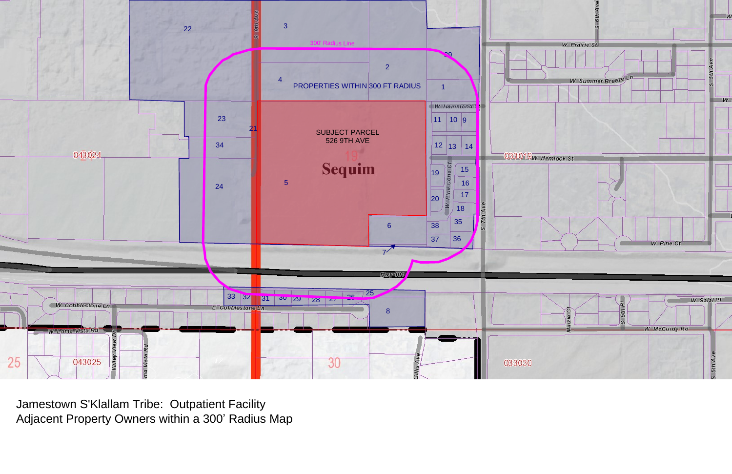300' Radius Line

PROPERTIES WITHIN 300 FT RADIUS

SUBJECT PARCEL
526 9TH AVE

Sequim

S 9th Ave

W Prairie St

W Summer Breeze Ln

W Hammond St

W Hemlock St

W Pine Cone Ct

S 7th Ave

W Pine Ct

Hwy 101

W Cobblestone Ln

E Cobblestone Ln

W Loma Vista Rd

Valley View Dr

Loma Vista Rd

Gillis Ave

Maizie Ct

S 5th Pl

W Salal Pl

W McCurdy Rd

S 5th Ave

S 6th Ave

043024

033019

043025

033030

19

25

30

1 2 3 4 5 6 7 8 9 10 11 12 13 14 15 16 17 18 19 20 21 22 23 24 25 26 27 28 29 30 31 32 33 34 35 36 37 38 39

Jamestown S'Klallam Tribe: Outpatient Facility
Adjacent Property Owners within a 300' Radius Map